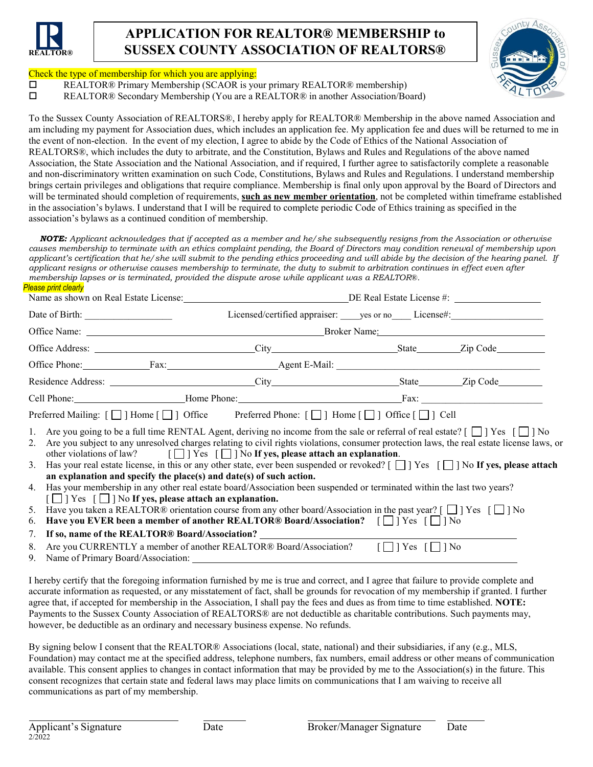# APPLICATION FOR REALTOR® MEMBERSHIP to SUSSEX COUNTY ASSOCIATION OF REALTORS®

Check the type of membership for which you are applying:

- ☐ REALTOR® Primary Membership (SCAOR is your primary REALTOR® membership)
- ☐ REALTOR® Secondary Membership (You are a REALTOR® in another Association/Board)

To the Sussex County Association of REALTORS®, I hereby apply for REALTOR® Membership in the above named Association and am including my payment for Association dues, which includes an application fee. My application fee and dues will be returned to me in the event of non-election. In the event of my election, I agree to abide by the Code of Ethics of the National Association of REALTORS®, which includes the duty to arbitrate, and the Constitution, Bylaws and Rules and Regulations of the above named Association, the State Association and the National Association, and if required, I further agree to satisfactorily complete a reasonable and non-discriminatory written examination on such Code, Constitutions, Bylaws and Rules and Regulations. I understand membership brings certain privileges and obligations that require compliance. Membership is final only upon approval by the Board of Directors and will be terminated should completion of requirements, **such as new member orientation**, not be completed within timeframe established in the association's bylaws. I understand that I will be required to complete periodic Code of Ethics training as specified in the association's bylaws as a continued condition of membership.

***NOTE:*** *Applicant acknowledges that if accepted as a member and he/she subsequently resigns from the Association or otherwise causes membership to terminate with an ethics complaint pending, the Board of Directors may condition renewal of membership upon applicant's certification that he/she will submit to the pending ethics proceeding and will abide by the decision of the hearing panel. If applicant resigns or otherwise causes membership to terminate, the duty to submit to arbitration continues in effect even after membership lapses or is terminated, provided the dispute arose while applicant was a REALTOR®.*

*Please print clearly*

Name as shown on Real Estate License: ______________________ DE Real Estate License #: ______________

Date of Birth: ______________ Licensed/certified appraiser: ____yes or no____ License#: ______________

Office Name: ______________________ Broker Name: ______________________

Office Address: ______________________ City______________ State________ Zip Code__________

Office Phone:____________ Fax:______________ Agent E-Mail: ______________________

Residence Address: ______________________ City______________ State________ Zip Code__________

Cell Phone:______________ Home Phone:______________________ Fax: ______________

Preferred Mailing: [ ☐ ] Home [ ☐ ] Office    Preferred Phone: [ ☐ ] Home [ ☐ ] Office [ ☐ ] Cell

1. Are you going to be a full time RENTAL Agent, deriving no income from the sale or referral of real estate? [ ☐ ] Yes [ ☐ ] No
2. Are you subject to any unresolved charges relating to civil rights violations, consumer protection laws, the real estate license laws, or other violations of law? [ ☐ ] Yes [ ☐ ] No **If yes, please attach an explanation**.
3. Has your real estate license, in this or any other state, ever been suspended or revoked? [ ☐ ] Yes [ ☐ ] No **If yes, please attach an explanation and specify the place(s) and date(s) of such action.**
4. Has your membership in any other real estate board/Association been suspended or terminated within the last two years? [ ☐ ] Yes [ ☐ ] No **If yes, please attach an explanation.**
5. Have you taken a REALTOR® orientation course from any other board/Association in the past year? [ ☐ ] Yes [ ☐ ] No
6. **Have you EVER been a member of another REALTOR® Board/Association?** [ ☐ ] Yes [ ☐ ] No
7. **If so, name of the REALTOR® Board/Association?** ______________________
8. Are you CURRENTLY a member of another REALTOR® Board/Association? [ ☐ ] Yes [ ☐ ] No
9. Name of Primary Board/Association: ______________________

I hereby certify that the foregoing information furnished by me is true and correct, and I agree that failure to provide complete and accurate information as requested, or any misstatement of fact, shall be grounds for revocation of my membership if granted. I further agree that, if accepted for membership in the Association, I shall pay the fees and dues as from time to time established. **NOTE:** Payments to the Sussex County Association of REALTORS® are not deductible as charitable contributions. Such payments may, however, be deductible as an ordinary and necessary business expense. No refunds.

By signing below I consent that the REALTOR® Associations (local, state, national) and their subsidiaries, if any (e.g., MLS, Foundation) may contact me at the specified address, telephone numbers, fax numbers, email address or other means of communication available. This consent applies to changes in contact information that may be provided by me to the Association(s) in the future. This consent recognizes that certain state and federal laws may place limits on communications that I am waiving to receive all communications as part of my membership.

______________________ ________ ______________________ ________
Applicant's Signature    Date    Broker/Manager Signature    Date

2/2022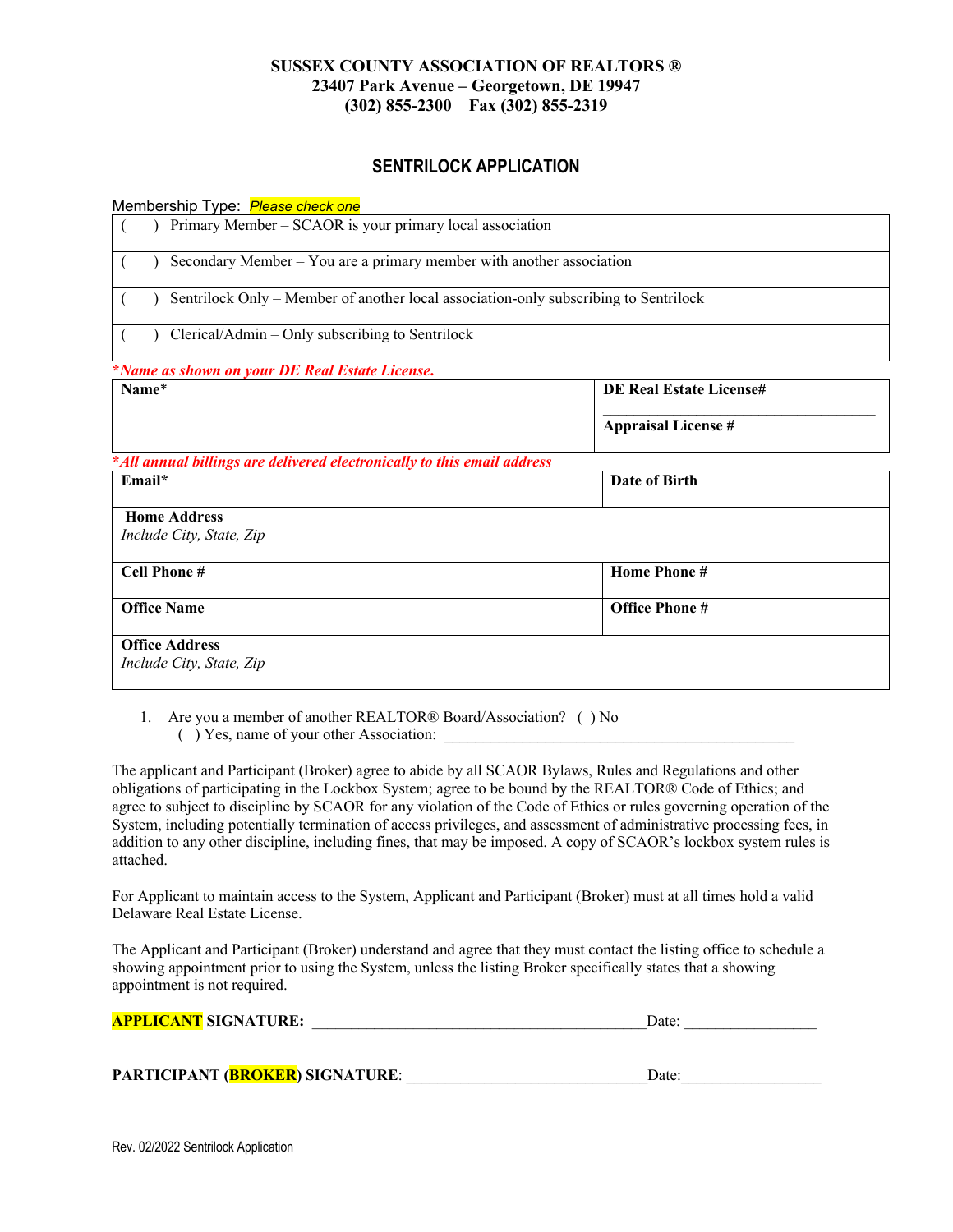**SUSSEX COUNTY ASSOCIATION OF REALTORS ®**
**23407 Park Avenue – Georgetown, DE 19947**
**(302) 855-2300 Fax (302) 855-2319**

# SENTRILOCK APPLICATION

Membership Type: *Please check one*

| |
|---|
| ( ) Primary Member – SCAOR is your primary local association |
| ( ) Secondary Member – You are a primary member with another association |
| ( ) Sentrilock Only – Member of another local association-only subscribing to Sentrilock |
| ( ) Clerical/Admin – Only subscribing to Sentrilock |

****Name as shown on your DE Real Estate License.***

| | |
|---|---|
| **Name*** | **DE Real Estate License#** ______________________ **Appraisal License #** |

****All annual billings are delivered electronically to this email address***

| | |
|---|---|
| **Email*** | **Date of Birth** |
| **Home Address** *Include City, State, Zip* | |
| **Cell Phone #** | **Home Phone #** |
| **Office Name** | **Office Phone #** |
| **Office Address** *Include City, State, Zip* | |

1. Are you a member of another REALTOR® Board/Association? ( ) No
   ( ) Yes, name of your other Association: ____________________________________________

The applicant and Participant (Broker) agree to abide by all SCAOR Bylaws, Rules and Regulations and other obligations of participating in the Lockbox System; agree to be bound by the REALTOR® Code of Ethics; and agree to subject to discipline by SCAOR for any violation of the Code of Ethics or rules governing operation of the System, including potentially termination of access privileges, and assessment of administrative processing fees, in addition to any other discipline, including fines, that may be imposed. A copy of SCAOR's lockbox system rules is attached.

For Applicant to maintain access to the System, Applicant and Participant (Broker) must at all times hold a valid Delaware Real Estate License.

The Applicant and Participant (Broker) understand and agree that they must contact the listing office to schedule a showing appointment prior to using the System, unless the listing Broker specifically states that a showing appointment is not required.

**APPLICANT SIGNATURE:** ___________________________________________Date: _________________

**PARTICIPANT (BROKER) SIGNATURE**: _______________________________Date:_________________

Rev. 02/2022 Sentrilock Application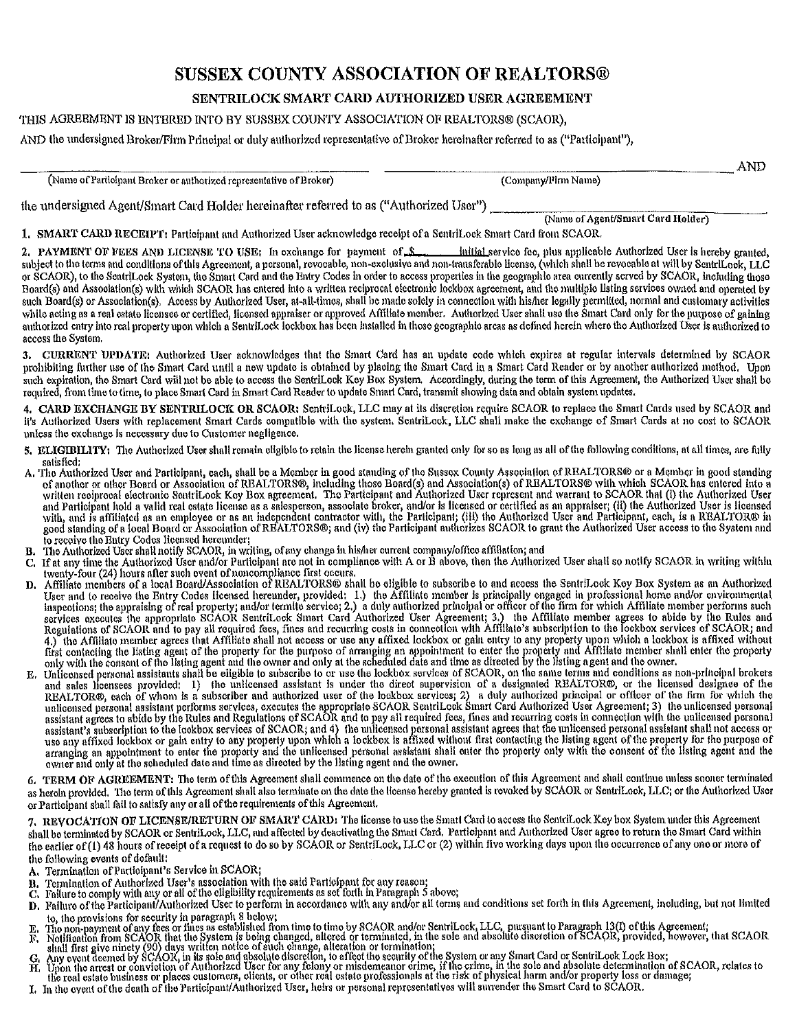# SUSSEX COUNTY ASSOCIATION OF REALTORS®

## SENTRILOCK SMART CARD AUTHORIZED USER AGREEMENT

THIS AGREEMENT IS ENTERED INTO BY SUSSEX COUNTY ASSOCIATION OF REALTORS® (SCAOR),

AND the undersigned Broker/Firm Principal or duly authorized representative of Broker hereinafter referred to as ("Participant"),

\_\_\_\_\_\_\_\_\_\_\_\_\_\_\_\_\_\_\_\_\_\_\_\_\_\_\_\_\_\_\_\_\_\_\_\_\_\_ \_\_\_\_\_\_\_\_\_\_\_\_\_\_\_\_\_\_\_\_\_\_\_\_\_\_\_\_\_\_\_\_\_\_\_\_\_\_ AND
(Name of Participant Broker or authorized representative of Broker) (Company/Firm Name)

the undersigned Agent/Smart Card Holder hereinafter referred to as ("Authorized User") \_\_\_\_\_\_\_\_\_\_\_\_\_\_\_\_\_\_\_\_\_\_\_\_\_\_\_\_
(Name of Agent/Smart Card Holder)

1. **SMART CARD RECEIPT:** Participant and Authorized User acknowledge receipt of a SentriLock Smart Card from SCAOR.

2. **PAYMENT OF FEES AND LICENSE TO USE:** In exchange for payment of $\_\_\_\_\_ initial service fee, plus applicable Authorized User is hereby granted, subject to the terms and conditions of this Agreement, a personal, revocable, non-exclusive and non-transferable license, (which shall be revocable at will by SentriLock, LLC or SCAOR), to the SentriLock System, the Smart Card and the Entry Codes in order to access properties in the geographic area currently served by SCAOR, including those Board(s) and Association(s) with which SCAOR has entered into a written reciprocal electronic lockbox agreement, and the multiple listing services owned and operated by such Board(s) or Association(s). Access by Authorized User, at-all-times, shall be made solely in connection with his/her legally permitted, normal and customary activities while acting as a real estate licensee or certified, licensed appraiser or approved Affiliate member. Authorized User shall use the Smart Card only for the purpose of gaining authorized entry into real property upon which a SentriLock lockbox has been installed in those geographic areas as defined herein where the Authorized User is authorized to access the System.

3. **CURRENT UPDATE:** Authorized User acknowledges that the Smart Card has an update code which expires at regular intervals determined by SCAOR prohibiting further use of the Smart Card until a new update is obtained by placing the Smart Card in a Smart Card Reader or by another authorized method. Upon such expiration, the Smart Card will not be able to access the SentriLock Key Box System. Accordingly, during the term of this Agreement, the Authorized User shall be required, from time to time, to place Smart Card in Smart Card Reader to update Smart Card, transmit showing data and obtain system updates.

4. **CARD EXCHANGE BY SENTRILOCK OR SCAOR:** SentriLock, LLC may at its discretion require SCAOR to replace the Smart Cards used by SCAOR and it's Authorized Users with replacement Smart Cards compatible with the system. SentriLock, LLC shall make the exchange of Smart Cards at no cost to SCAOR unless the exchange is necessary due to Customer negligence.

5. **ELIGIBILITY:** The Authorized User shall remain eligible to retain the license herein granted only for so as long as all of the following conditions, at all times, are fully satisfied:

A. The Authorized User and Participant, each, shall be a Member in good standing of the Sussex County Association of REALTORS® or a Member in good standing of another or other Board or Association of REALTORS®, including those Board(s) and Association(s) of REALTORS® with which SCAOR has entered into a written reciprocal electronic SentriLock Key Box agreement. The Participant and Authorized User represent and warrant to SCAOR that (i) the Authorized User and Participant hold a valid real estate license as a salesperson, associate broker, and/or is licensed or certified as an appraiser; (ii) the Authorized User is licensed with, and is affiliated as an employee or as an independent contractor with, the Participant; (iii) the Authorized User and Participant, each, is a REALTOR® in good standing of a local Board or Association of REALTORS®; and (iv) the Participant authorizes SCAOR to grant the Authorized User access to the System and to receive the Entry Codes licensed hereunder;

B. The Authorized User shall notify SCAOR, in writing, of any change in his/her current company/office affiliation; and

C. If at any time the Authorized User and/or Participant are not in compliance with A or B above, then the Authorized User shall so notify SCAOR in writing within twenty-four (24) hours after such event of noncompliance first occurs.

D. Affiliate members of a local Board/Association of REALTORS® shall be eligible to subscribe to and access the SentriLock Key Box System as an Authorized User and to receive the Entry Codes licensed hereunder, provided: 1.) the Affiliate member is principally engaged in professional home and/or environmental inspections; the appraising of real property; and/or termite service; 2.) a duly authorized principal or officer of the firm for which Affiliate member performs such services executes the appropriate SCAOR SentriLock Smart Card Authorized User Agreement; 3.) the Affiliate member agrees to abide by the Rules and Regulations of SCAOR and to pay all required fees, fines and recurring costs in connection with Affiliate's subscription to the lockbox services of SCAOR; and 4.) the Affiliate member agrees that Affiliate shall not access or use any affixed lockbox or gain entry to any property upon which a lockbox is affixed without first contacting the listing agent of the property for the purpose of arranging an appointment to enter the property and Affiliate member shall enter the property only with the consent of the listing agent and the owner and only at the scheduled date and time as directed by the listing agent and the owner.

E. Unlicensed personal assistants shall be eligible to subscribe to or use the lockbox services of SCAOR, on the same terms and conditions as non-principal brokers and sales licensees provided: 1) the unlicensed assistant is under the direct supervision of a designated REALTOR®, or the licensed designee of the REALTOR®, each of whom is a subscriber and authorized user of the lockbox services; 2) a duly authorized principal or officer of the firm for which the unlicensed personal assistant performs services, executes the appropriate SCAOR SentriLock Smart Card Authorized User Agreement; 3) the unlicensed personal assistant agrees to abide by the Rules and Regulations of SCAOR and to pay all required fees, fines and recurring costs in connection with the unlicensed personal assistant's subscription to the lockbox services of SCAOR; and 4) the unlicensed personal assistant agrees that the unlicensed personal assistant shall not access or use any affixed lockbox or gain entry to any property upon which a lockbox is affixed without first contacting the listing agent of the property for the purpose of arranging an appointment to enter the property and the unlicensed personal assistant shall enter the property only with the consent of the listing agent and the owner and only at the scheduled date and time as directed by the listing agent and the owner.

6. **TERM OF AGREEMENT:** The term of this Agreement shall commence on the date of the execution of this Agreement and shall continue unless sooner terminated as herein provided. The term of this Agreement shall also terminate on the date the license hereby granted is revoked by SCAOR or SentriLock, LLC; or the Authorized User or Participant shall fail to satisfy any or all of the requirements of this Agreement.

7. **REVOCATION OF LICENSE/RETURN OF SMART CARD:** The license to use the Smart Card to access the SentriLock Key box System under this Agreement shall be terminated by SCAOR or SentriLock, LLC, and affected by deactivating the Smart Card. Participant and Authorized User agree to return the Smart Card within the earlier of (1) 48 hours of receipt of a request to do so by SCAOR or SentriLock, LLC or (2) within five working days upon the occurrence of any one or more of the following events of default:

A. Termination of Participant's Service in SCAOR;

B. Termination of Authorized User's association with the said Participant for any reason;

C. Failure to comply with any or all of the eligibility requirements as set forth in Paragraph 5 above;

D. Failure of the Participant/Authorized User to perform in accordance with any and/or all terms and conditions set forth in this Agreement, including, but not limited to, the provisions for security in paragraph 8 below;

E. The non-payment of any fees or fines as established from time to time by SCAOR and/or SentriLock, LLC, pursuant to Paragraph 13(I) of this Agreement;

F. Notification from SCAOR that the System is being changed, altered or terminated, in the sole and absolute discretion of SCAOR, provided, however, that SCAOR shall first give ninety (90) days written notice of such change, alteration or termination;

G. Any event deemed by SCAOR, in its sole and absolute discretion, to affect the security of the System or any Smart Card or SentriLock Lock Box;

H. Upon the arrest or conviction of Authorized User for any felony or misdemeanor crime, if the crime, in the sole and absolute determination of SCAOR, relates to the real estate business or places customers, clients, or other real estate professionals at the risk of physical harm and/or property loss or damage;

I. In the event of the death of the Participant/Authorized User, heirs or personal representatives will surrender the Smart Card to SCAOR.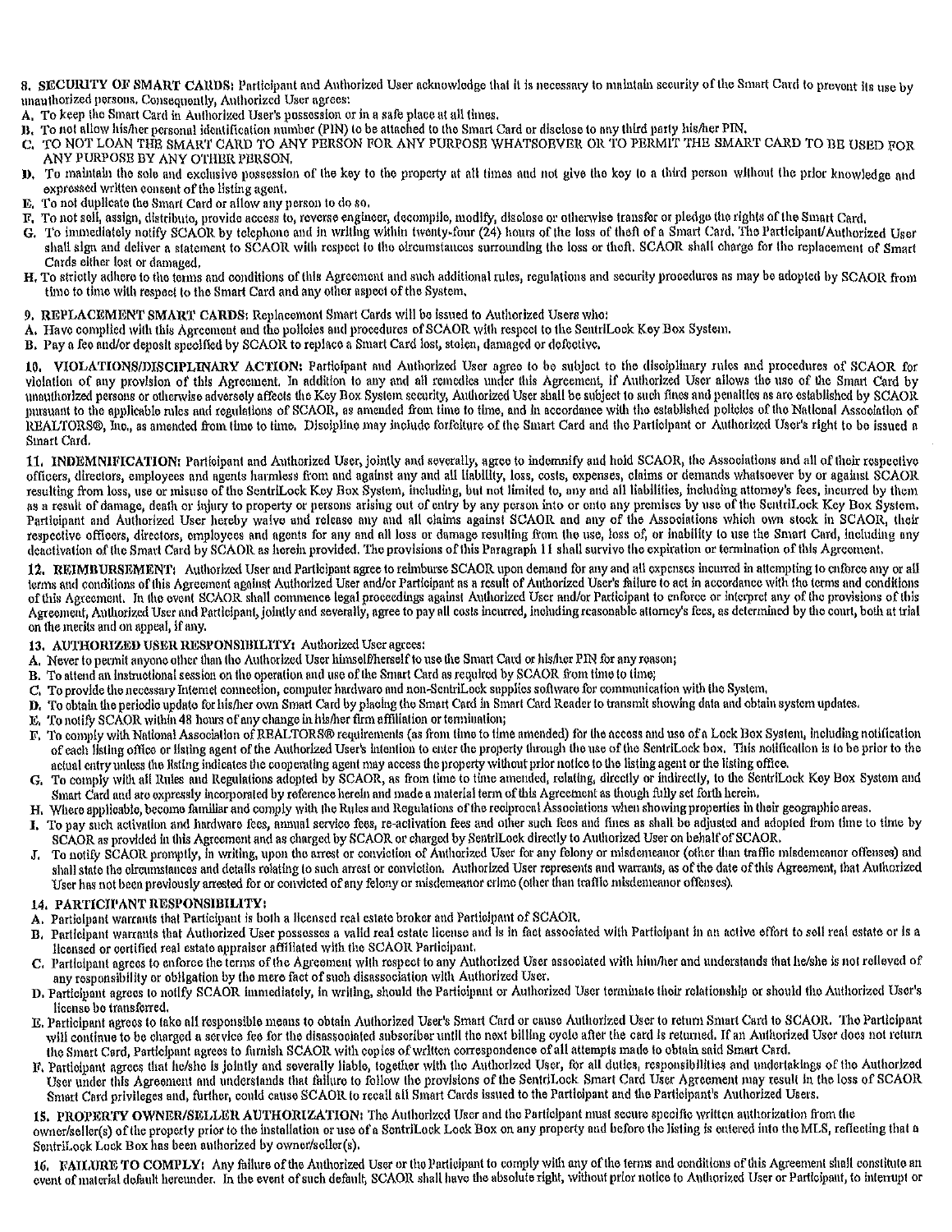**8. SECURITY OF SMART CARDS:** Participant and Authorized User acknowledge that it is necessary to maintain security of the Smart Card to prevent its use by unauthorized persons. Consequently, Authorized User agrees:

A. To keep the Smart Card in Authorized User's possession or in a safe place at all times.

B. To not allow his/her personal identification number (PIN) to be attached to the Smart Card or disclose to any third party his/her PIN.

C. TO NOT LOAN THE SMART CARD TO ANY PERSON FOR ANY PURPOSE WHATSOEVER OR TO PERMIT THE SMART CARD TO BE USED FOR ANY PURPOSE BY ANY OTHER PERSON.

D. To maintain the sole and exclusive possession of the key to the property at all times and not give the key to a third person without the prior knowledge and expressed written consent of the listing agent.

E. To not duplicate the Smart Card or allow any person to do so.

F. To not sell, assign, distribute, provide access to, reverse engineer, decompile, modify, disclose or otherwise transfer or pledge the rights of the Smart Card.

G. To immediately notify SCAOR by telephone and in writing within twenty-four (24) hours of the loss of theft of a Smart Card. The Participant/Authorized User shall sign and deliver a statement to SCAOR with respect to the circumstances surrounding the loss or theft. SCAOR shall charge for the replacement of Smart Cards either lost or damaged.

H. To strictly adhere to the terms and conditions of this Agreement and such additional rules, regulations and security procedures as may be adopted by SCAOR from time to time with respect to the Smart Card and any other aspect of the System.

**9. REPLACEMENT SMART CARDS:** Replacement Smart Cards will be issued to Authorized Users who:

A. Have complied with this Agreement and the policies and procedures of SCAOR with respect to the SentriLock Key Box System.

B. Pay a fee and/or deposit specified by SCAOR to replace a Smart Card lost, stolen, damaged or defective.

**10. VIOLATIONS/DISCIPLINARY ACTION:** Participant and Authorized User agree to be subject to the disciplinary rules and procedures of SCAOR for violation of any provision of this Agreement. In addition to any and all remedies under this Agreement, if Authorized User allows the use of the Smart Card by unauthorized persons or otherwise adversely affects the Key Box System security, Authorized User shall be subject to such fines and penalties as are established by SCAOR pursuant to the applicable rules and regulations of SCAOR, as amended from time to time, and in accordance with the established policies of the National Association of REALTORS®, Inc., as amended from time to time. Discipline may include forfeiture of the Smart Card and the Participant or Authorized User's right to be issued a Smart Card.

**11. INDEMNIFICATION:** Participant and Authorized User, jointly and severally, agree to indemnify and hold SCAOR, the Associations and all of their respective officers, directors, employees and agents harmless from and against any and all liability, loss, costs, expenses, claims or demands whatsoever by or against SCAOR resulting from loss, use or misuse of the SentriLock Key Box System, including, but not limited to, any and all liabilities, including attorney's fees, incurred by them as a result of damage, death or injury to property or persons arising out of entry by any person into or onto any premises by use of the SentriLock Key Box System. Participant and Authorized User hereby waive and release any and all claims against SCAOR and any of the Associations which own stock in SCAOR, their respective officers, directors, employees and agents for any and all loss or damage resulting from the use, loss of, or inability to use the Smart Card, including any deactivation of the Smart Card by SCAOR as herein provided. The provisions of this Paragraph 11 shall survive the expiration or termination of this Agreement.

**12. REIMBURSEMENT:** Authorized User and Participant agree to reimburse SCAOR upon demand for any and all expenses incurred in attempting to enforce any or all terms and conditions of this Agreement against Authorized User and/or Participant as a result of Authorized User's failure to act in accordance with the terms and conditions of this Agreement. In the event SCAOR shall commence legal proceedings against Authorized User and/or Participant to enforce or interpret any of the provisions of this Agreement, Authorized User and Participant, jointly and severally, agree to pay all costs incurred, including reasonable attorney's fees, as determined by the court, both at trial on the merits and on appeal, if any.

**13. AUTHORIZED USER RESPONSIBILITY:** Authorized User agrees:

A. Never to permit anyone other than the Authorized User himself/herself to use the Smart Card or his/her PIN for any reason;

B. To attend an instructional session on the operation and use of the Smart Card as required by SCAOR from time to time;

C. To provide the necessary Internet connection, computer hardware and non-SentriLock supplies software for communication with the System.

D. To obtain the periodic update for his/her own Smart Card by placing the Smart Card in Smart Card Reader to transmit showing data and obtain system updates.

E. To notify SCAOR within 48 hours of any change in his/her firm affiliation or termination;

F. To comply with National Association of REALTORS® requirements (as from time to time amended) for the access and use of a Lock Box System, including notification of each listing office or listing agent of the Authorized User's intention to enter the property through the use of the SentriLock box. This notification is to be prior to the actual entry unless the listing indicates the cooperating agent may access the property without prior notice to the listing agent or the listing office.

G. To comply with all Rules and Regulations adopted by SCAOR, as from time to time amended, relating, directly or indirectly, to the SentriLock Key Box System and Smart Card and are expressly incorporated by reference herein and made a material term of this Agreement as though fully set forth herein.

H. Where applicable, become familiar and comply with the Rules and Regulations of the reciprocal Associations when showing properties in their geographic areas.

I. To pay such activation and hardware fees, annual service fees, re-activation fees and other such fees and fines as shall be adjusted and adopted from time to time by SCAOR as provided in this Agreement and as charged by SCAOR or charged by SentriLock directly to Authorized User on behalf of SCAOR.

J. To notify SCAOR promptly, in writing, upon the arrest or conviction of Authorized User for any felony or misdemeanor (other than traffic misdemeanor offenses) and shall state the circumstances and details relating to such arrest or conviction. Authorized User represents and warrants, as of the date of this Agreement, that Authorized User has not been previously arrested for or convicted of any felony or misdemeanor crime (other than traffic misdemeanor offenses).

**14. PARTICIPANT RESPONSIBILITY:**

A. Participant warrants that Participant is both a licensed real estate broker and Participant of SCAOR.

B. Participant warrants that Authorized User possesses a valid real estate license and is in fact associated with Participant in an active effort to sell real estate or is a licensed or certified real estate appraiser affiliated with the SCAOR Participant.

C. Participant agrees to enforce the terms of the Agreement with respect to any Authorized User associated with him/her and understands that he/she is not relieved of any responsibility or obligation by the mere fact of such disassociation with Authorized User.

D. Participant agrees to notify SCAOR immediately, in writing, should the Participant or Authorized User terminate their relationship or should the Authorized User's license be transferred.

E. Participant agrees to take all responsible means to obtain Authorized User's Smart Card or cause Authorized User to return Smart Card to SCAOR. The Participant will continue to be charged a service fee for the disassociated subscriber until the next billing cycle after the card is returned. If an Authorized User does not return the Smart Card, Participant agrees to furnish SCAOR with copies of written correspondence of all attempts made to obtain said Smart Card.

F. Participant agrees that he/she is jointly and severally liable, together with the Authorized User, for all duties, responsibilities and undertakings of the Authorized User under this Agreement and understands that failure to follow the provisions of the SentriLock Smart Card User Agreement may result in the loss of SCAOR Smart Card privileges and, further, could cause SCAOR to recall all Smart Cards issued to the Participant and the Participant's Authorized Users.

**15. PROPERTY OWNER/SELLER AUTHORIZATION:** The Authorized User and the Participant must secure specific written authorization from the owner/seller(s) of the property prior to the installation or use of a SentriLock Lock Box on any property and before the listing is entered into the MLS, reflecting that a SentriLock Lock Box has been authorized by owner/seller(s).

**16. FAILURE TO COMPLY:** Any failure of the Authorized User or the Participant to comply with any of the terms and conditions of this Agreement shall constitute an event of material default hereunder. In the event of such default, SCAOR shall have the absolute right, without prior notice to Authorized User or Participant, to interrupt or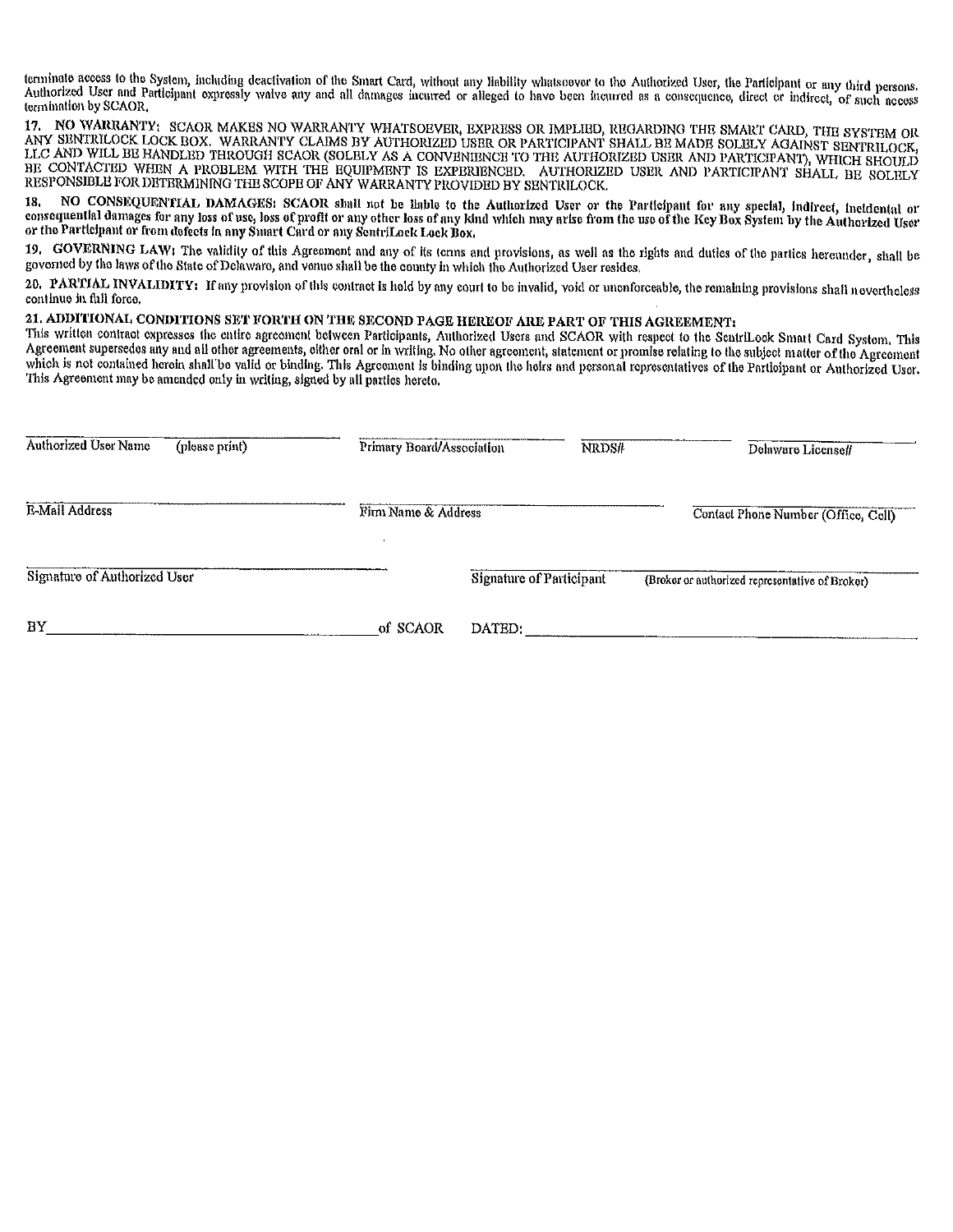terminate access to the System, including deactivation of the Smart Card, without any liability whatsoever to the Authorized User, the Participant or any third persons. Authorized User and Participant expressly waive any and all damages incurred or alleged to have been incurred as a consequence, direct or indirect, of such access termination by SCAOR.

**17. NO WARRANTY:** SCAOR MAKES NO WARRANTY WHATSOEVER, EXPRESS OR IMPLIED, REGARDING THE SMART CARD, THE SYSTEM OR ANY SENTRILOCK LOCK BOX. WARRANTY CLAIMS BY AUTHORIZED USER OR PARTICIPANT SHALL BE MADE SOLELY AGAINST SENTRILOCK, LLC AND WILL BE HANDLED THROUGH SCAOR (SOLELY AS A CONVENIENCE TO THE AUTHORIZED USER AND PARTICIPANT), WHICH SHOULD BE CONTACTED WHEN A PROBLEM WITH THE EQUIPMENT IS EXPERIENCED. AUTHORIZED USER AND PARTICIPANT SHALL BE SOLELY RESPONSIBLE FOR DETERMINING THE SCOPE OF ANY WARRANTY PROVIDED BY SENTRILOCK.

**18. NO CONSEQUENTIAL DAMAGES:** SCAOR shall not be liable to the Authorized User or the Participant for any special, indirect, incidental or consequential damages for any loss of use, loss of profit or any other loss of any kind which may arise from the use of the Key Box System by the Authorized User or the Participant or from defects in any Smart Card or any SentriLock Lock Box.

**19. GOVERNING LAW:** The validity of this Agreement and any of its terms and provisions, as well as the rights and duties of the parties hereunder, shall be governed by the laws of the State of Delaware, and venue shall be the county in which the Authorized User resides.

**20. PARTIAL INVALIDITY:** If any provision of this contract is held by any court to be invalid, void or unenforceable, the remaining provisions shall nevertheless continue in full force.

**21. ADDITIONAL CONDITIONS SET FORTH ON THE SECOND PAGE HEREOF ARE PART OF THIS AGREEMENT:**
This written contract expresses the entire agreement between Participants, Authorized Users and SCAOR with respect to the SentriLock Smart Card System. This Agreement supersedes any and all other agreements, either oral or in writing. No other agreement, statement or promise relating to the subject matter of the Agreement which is not contained herein shall be valid or binding. This Agreement is binding upon the heirs and personal representatives of the Participant or Authorized User. This Agreement may be amended only in writing, signed by all parties hereto.

______________________________ ______________________________ ______________ ______________________
Authorized User Name (please print) Primary Board/Association NRDS# Delaware License#

______________________________ ______________________________ ______________________
E-Mail Address Firm Name & Address Contact Phone Number (Office, Cell)

______________________________ ______________________________
Signature of Authorized User Signature of Participant (Broker or authorized representative of Broker)

BY______________________________ of SCAOR DATED: ______________________________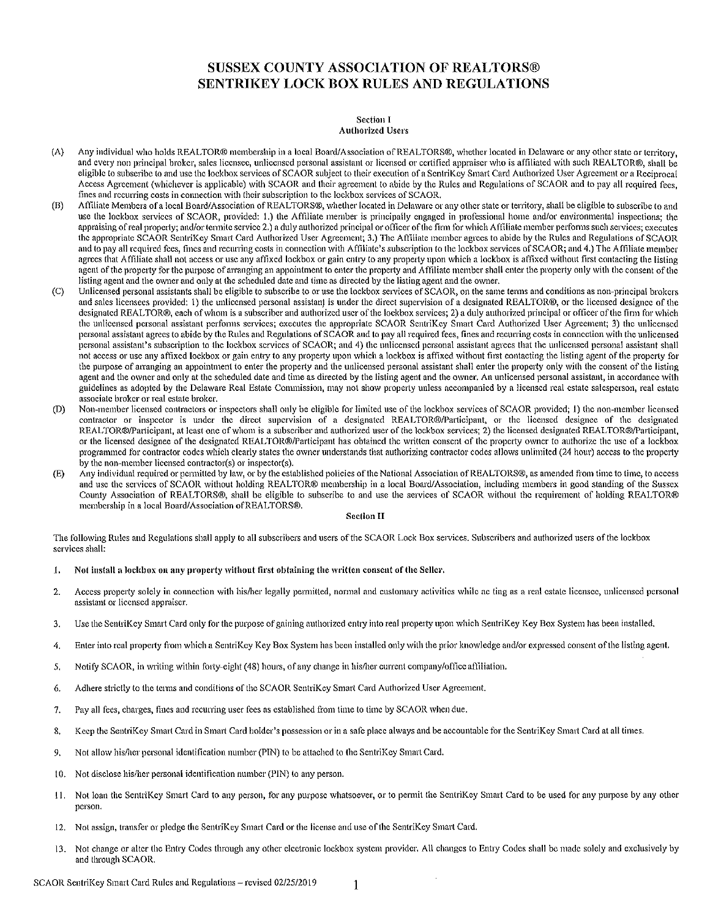# SUSSEX COUNTY ASSOCIATION OF REALTORS® SENTRIKEY LOCK BOX RULES AND REGULATIONS

## Section I
### Authorized Users

(A) Any individual who holds REALTOR® membership in a local Board/Association of REALTORS®, whether located in Delaware or any other state or territory, and every non principal broker, sales licensee, unlicensed personal assistant or licensed or certified appraiser who is affiliated with such REALTOR®, shall be eligible to subscribe to and use the lockbox services of SCAOR subject to their execution of a SentriKey Smart Card Authorized User Agreement or a Reciprocal Access Agreement (whichever is applicable) with SCAOR and their agreement to abide by the Rules and Regulations of SCAOR and to pay all required fees, fines and recurring costs in connection with their subscription to the lockbox services of SCAOR.

(B) Affiliate Members of a local Board/Association of REALTORS®, whether located in Delaware or any other state or territory, shall be eligible to subscribe to and use the lockbox services of SCAOR, provided: 1.) the Affiliate member is principally engaged in professional home and/or environmental inspections; the appraising of real property; and/or termite service 2.) a duly authorized principal or officer of the firm for which Affiliate member performs such services; executes the appropriate SCAOR SentriKey Smart Card Authorized User Agreement; 3.) The Affiliate member agrees to abide by the Rules and Regulations of SCAOR and to pay all required fees, fines and recurring costs in connection with Affiliate's subscription to the lockbox services of SCAOR; and 4.) The Affiliate member agrees that Affiliate shall not access or use any affixed lockbox or gain entry to any property upon which a lockbox is affixed without first contacting the listing agent of the property for the purpose of arranging an appointment to enter the property and Affiliate member shall enter the property only with the consent of the listing agent and the owner and only at the scheduled date and time as directed by the listing agent and the owner.

(C) Unlicensed personal assistants shall be eligible to subscribe to or use the lockbox services of SCAOR, on the same terms and conditions as non-principal brokers and sales licensees provided: 1) the unlicensed personal assistant is under the direct supervision of a designated REALTOR®, or the licensed designee of the designated REALTOR®, each of whom is a subscriber and authorized user of the lockbox services; 2) a duly authorized principal or officer of the firm for which the unlicensed personal assistant performs services; executes the appropriate SCAOR SentriKey Smart Card Authorized User Agreement; 3) the unlicensed personal assistant agrees to abide by the Rules and Regulations of SCAOR and to pay all required fees, fines and recurring costs in connection with the unlicensed personal assistant's subscription to the lockbox services of SCAOR; and 4) the unlicensed personal assistant agrees that the unlicensed personal assistant shall not access or use any affixed lockbox or gain entry to any property upon which a lockbox is affixed without first contacting the listing agent of the property for the purpose of arranging an appointment to enter the property and the unlicensed personal assistant shall enter the property only with the consent of the listing agent and the owner and only at the scheduled date and time as directed by the listing agent and the owner. An unlicensed personal assistant, in accordance with guidelines as adopted by the Delaware Real Estate Commission, may not show property unless accompanied by a licensed real estate salesperson, real estate associate broker or real estate broker.

(D) Non-member licensed contractors or inspectors shall only be eligible for limited use of the lockbox services of SCAOR provided; 1) the non-member licensed contractor or inspector is under the direct supervision of a designated REALTOR®/Participant, or the licensed designee of the designated REALTOR®/Participant, at least one of whom is a subscriber and authorized user of the lockbox services; 2) the licensed designated REALTOR®/Participant, or the licensed designee of the designated REALTOR®/Participant has obtained the written consent of the property owner to authorize the use of a lockbox programmed for contractor codes which clearly states the owner understands that authorizing contractor codes allows unlimited (24 hour) access to the property by the non-member licensed contractor(s) or inspector(s).

(E) Any individual required or permitted by law, or by the established policies of the National Association of REALTORS®, as amended from time to time, to access and use the services of SCAOR without holding REALTOR® membership in a local Board/Association, including members in good standing of the Sussex County Association of REALTORS®, shall be eligible to subscribe to and use the services of SCAOR without the requirement of holding REALTOR® membership in a local Board/Association of REALTORS®.

## Section II

The following Rules and Regulations shall apply to all subscribers and users of the SCAOR Lock Box services. Subscribers and authorized users of the lockbox services shall:

1. **Not install a lockbox on any property without first obtaining the written consent of the Seller.**

2. Access property solely in connection with his/her legally permitted, normal and customary activities while ac ting as a real estate licensee, unlicensed personal assistant or licensed appraiser.

3. Use the SentriKey Smart Card only for the purpose of gaining authorized entry into real property upon which SentriKey Key Box System has been installed.

4. Enter into real property from which a SentriKey Key Box System has been installed only with the prior knowledge and/or expressed consent of the listing agent.

5. Notify SCAOR, in writing within forty-eight (48) hours, of any change in his/her current company/office affiliation.

6. Adhere strictly to the terms and conditions of the SCAOR SentriKey Smart Card Authorized User Agreement.

7. Pay all fees, charges, fines and recurring user fees as established from time to time by SCAOR when due.

8. Keep the SentriKey Smart Card in Smart Card holder's possession or in a safe place always and be accountable for the SentriKey Smart Card at all times.

9. Not allow his/her personal identification number (PIN) to be attached to the SentriKey Smart Card.

10. Not disclose his/her personal identification number (PIN) to any person.

11. Not loan the SentriKey Smart Card to any person, for any purpose whatsoever, or to permit the SentriKey Smart Card to be used for any purpose by any other person.

12. Not assign, transfer or pledge the SentriKey Smart Card or the license and use of the SentriKey Smart Card.

13. Not change or alter the Entry Codes through any other electronic lockbox system provider. All changes to Entry Codes shall be made solely and exclusively by and through SCAOR.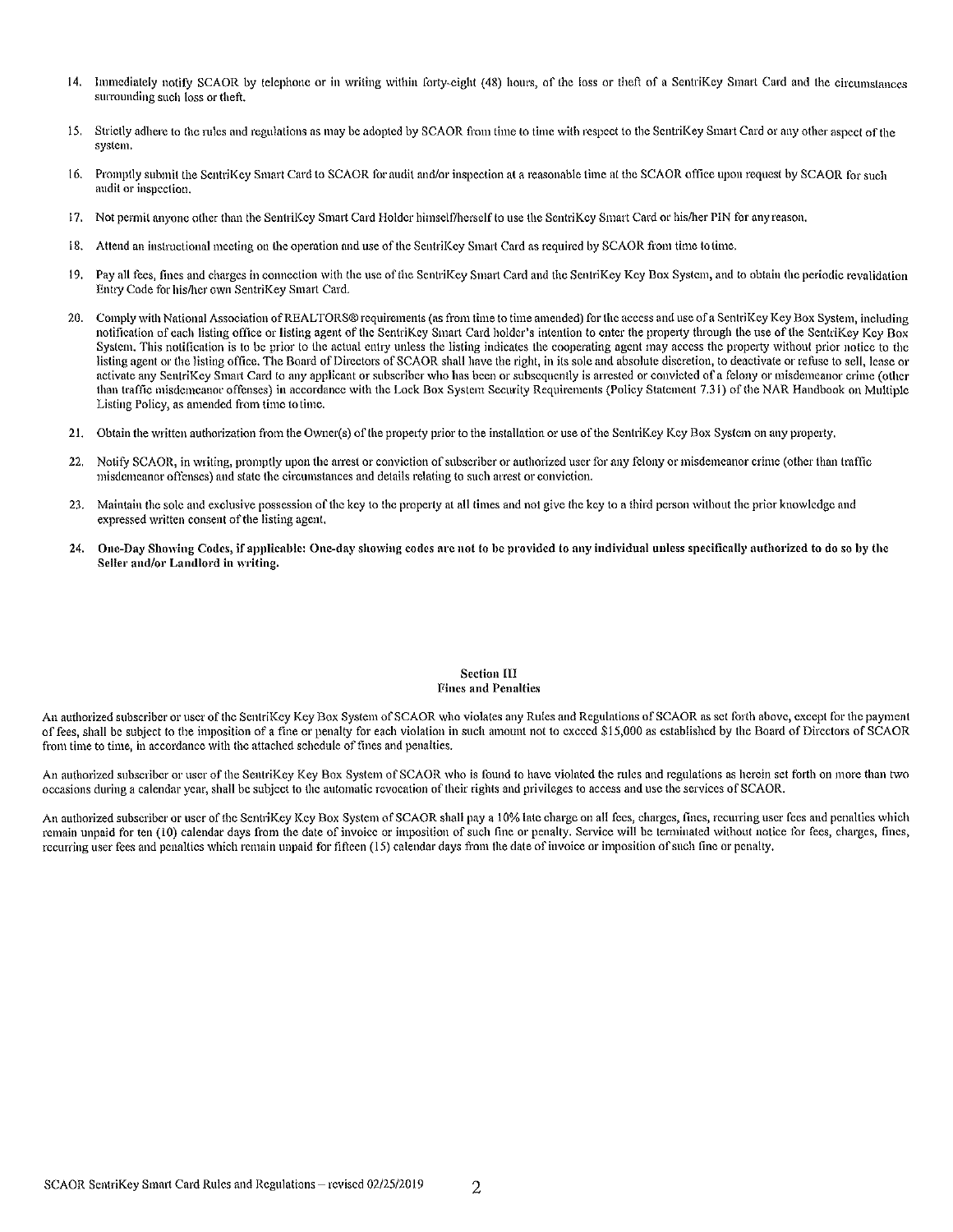14. Immediately notify SCAOR by telephone or in writing within forty-eight (48) hours, of the loss or theft of a SentriKey Smart Card and the circumstances surrounding such loss or theft.

15. Strictly adhere to the rules and regulations as may be adopted by SCAOR from time to time with respect to the SentriKey Smart Card or any other aspect of the system.

16. Promptly submit the SentriKey Smart Card to SCAOR for audit and/or inspection at a reasonable time at the SCAOR office upon request by SCAOR for such audit or inspection.

17. Not permit anyone other than the SentriKey Smart Card Holder himself/herself to use the SentriKey Smart Card or his/her PIN for any reason.

18. Attend an instructional meeting on the operation and use of the SentriKey Smart Card as required by SCAOR from time to time.

19. Pay all fees, fines and charges in connection with the use of the SentriKey Smart Card and the SentriKey Key Box System, and to obtain the periodic revalidation Entry Code for his/her own SentriKey Smart Card.

20. Comply with National Association of REALTORS® requirements (as from time to time amended) for the access and use of a SentriKey Key Box System, including notification of each listing office or listing agent of the SentriKey Smart Card holder's intention to enter the property through the use of the SentriKey Key Box System. This notification is to be prior to the actual entry unless the listing indicates the cooperating agent may access the property without prior notice to the listing agent or the listing office. The Board of Directors of SCAOR shall have the right, in its sole and absolute discretion, to deactivate or refuse to sell, lease or activate any SentriKey Smart Card to any applicant or subscriber who has been or subsequently is arrested or convicted of a felony or misdemeanor crime (other than traffic misdemeanor offenses) in accordance with the Lock Box System Security Requirements (Policy Statement 7.31) of the NAR Handbook on Multiple Listing Policy, as amended from time to time.

21. Obtain the written authorization from the Owner(s) of the property prior to the installation or use of the SentriKey Key Box System on any property.

22. Notify SCAOR, in writing, promptly upon the arrest or conviction of subscriber or authorized user for any felony or misdemeanor crime (other than traffic misdemeanor offenses) and state the circumstances and details relating to such arrest or conviction.

23. Maintain the sole and exclusive possession of the key to the property at all times and not give the key to a third person without the prior knowledge and expressed written consent of the listing agent.

24. **One-Day Showing Codes, if applicable: One-day showing codes are not to be provided to any individual unless specifically authorized to do so by the Seller and/or Landlord in writing.**

## Section III
## Fines and Penalties

An authorized subscriber or user of the SentriKey Key Box System of SCAOR who violates any Rules and Regulations of SCAOR as set forth above, except for the payment of fees, shall be subject to the imposition of a fine or penalty for each violation in such amount not to exceed $15,000 as established by the Board of Directors of SCAOR from time to time, in accordance with the attached schedule of fines and penalties.

An authorized subscriber or user of the SentriKey Key Box System of SCAOR who is found to have violated the rules and regulations as herein set forth on more than two occasions during a calendar year, shall be subject to the automatic revocation of their rights and privileges to access and use the services of SCAOR.

An authorized subscriber or user of the SentriKey Key Box System of SCAOR shall pay a 10% late charge on all fees, charges, fines, recurring user fees and penalties which remain unpaid for ten (10) calendar days from the date of invoice or imposition of such fine or penalty. Service will be terminated without notice for fees, charges, fines, recurring user fees and penalties which remain unpaid for fifteen (15) calendar days from the date of invoice or imposition of such fine or penalty.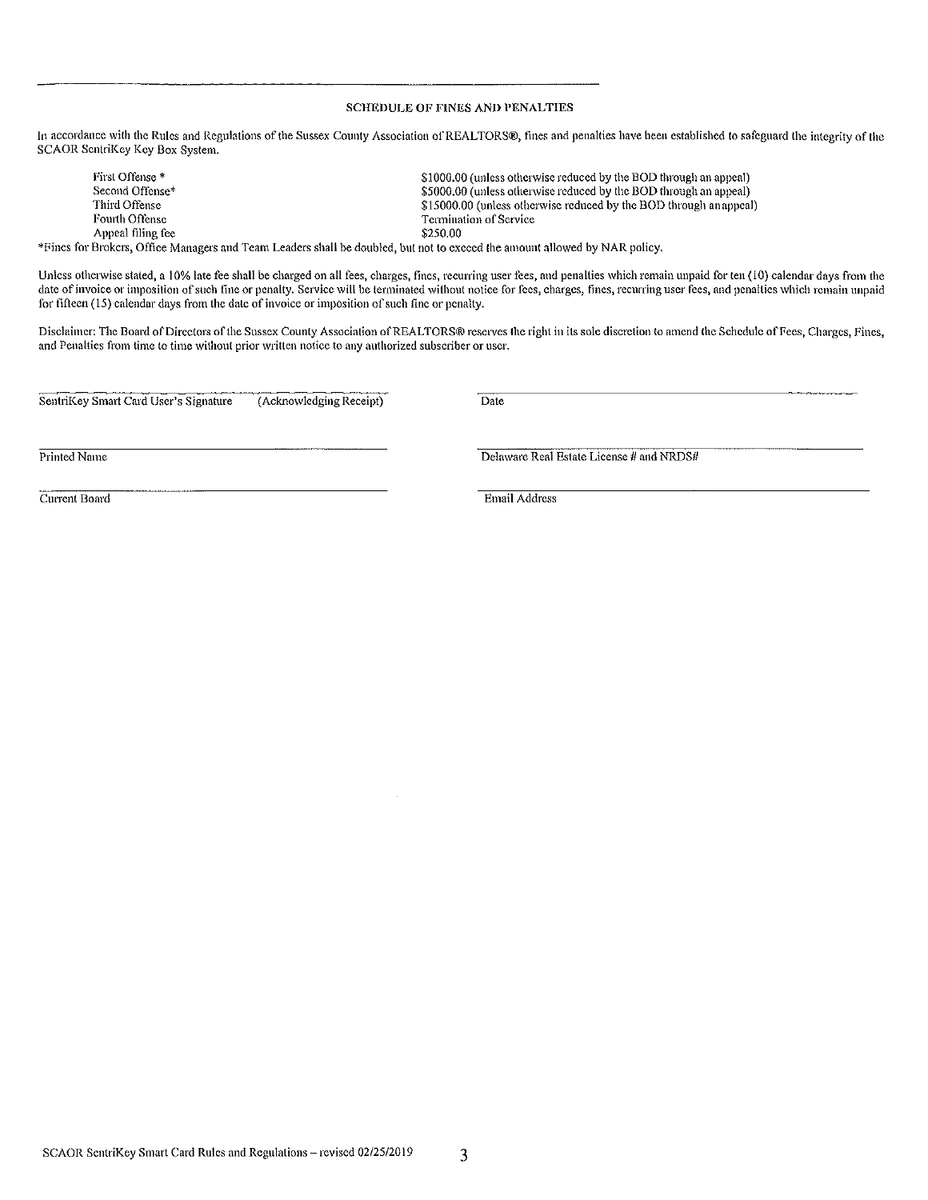## SCHEDULE OF FINES AND PENALTIES

In accordance with the Rules and Regulations of the Sussex County Association of REALTORS®, fines and penalties have been established to safeguard the integrity of the SCAOR SentriKey Key Box System.

| | |
|---|---|
| First Offense * | $1000.00 (unless otherwise reduced by the BOD through an appeal) |
| Second Offense* | $5000.00 (unless otherwise reduced by the BOD through an appeal) |
| Third Offense | $15000.00 (unless otherwise reduced by the BOD through an appeal) |
| Fourth Offense | Termination of Service |
| Appeal filing fee | $250.00 |

*Fines for Brokers, Office Managers and Team Leaders shall be doubled, but not to exceed the amount allowed by NAR policy.

Unless otherwise stated, a 10% late fee shall be charged on all fees, charges, fines, recurring user fees, and penalties which remain unpaid for ten (10) calendar days from the date of invoice or imposition of such fine or penalty. Service will be terminated without notice for fees, charges, fines, recurring user fees, and penalties which remain unpaid for fifteen (15) calendar days from the date of invoice or imposition of such fine or penalty.

Disclaimer: The Board of Directors of the Sussex County Association of REALTORS® reserves the right in its sole discretion to amend the Schedule of Fees, Charges, Fines, and Penalties from time to time without prior written notice to any authorized subscriber or user.

_________________________________ 
SentriKey Smart Card User's Signature (Acknowledging Receipt)

_________________________________ 
Date

_________________________________ 
Printed Name

_________________________________ 
Delaware Real Estate License # and NRDS#

_________________________________ 
Current Board

_________________________________ 
Email Address

SCAOR SentriKey Smart Card Rules and Regulations – revised 02/25/2019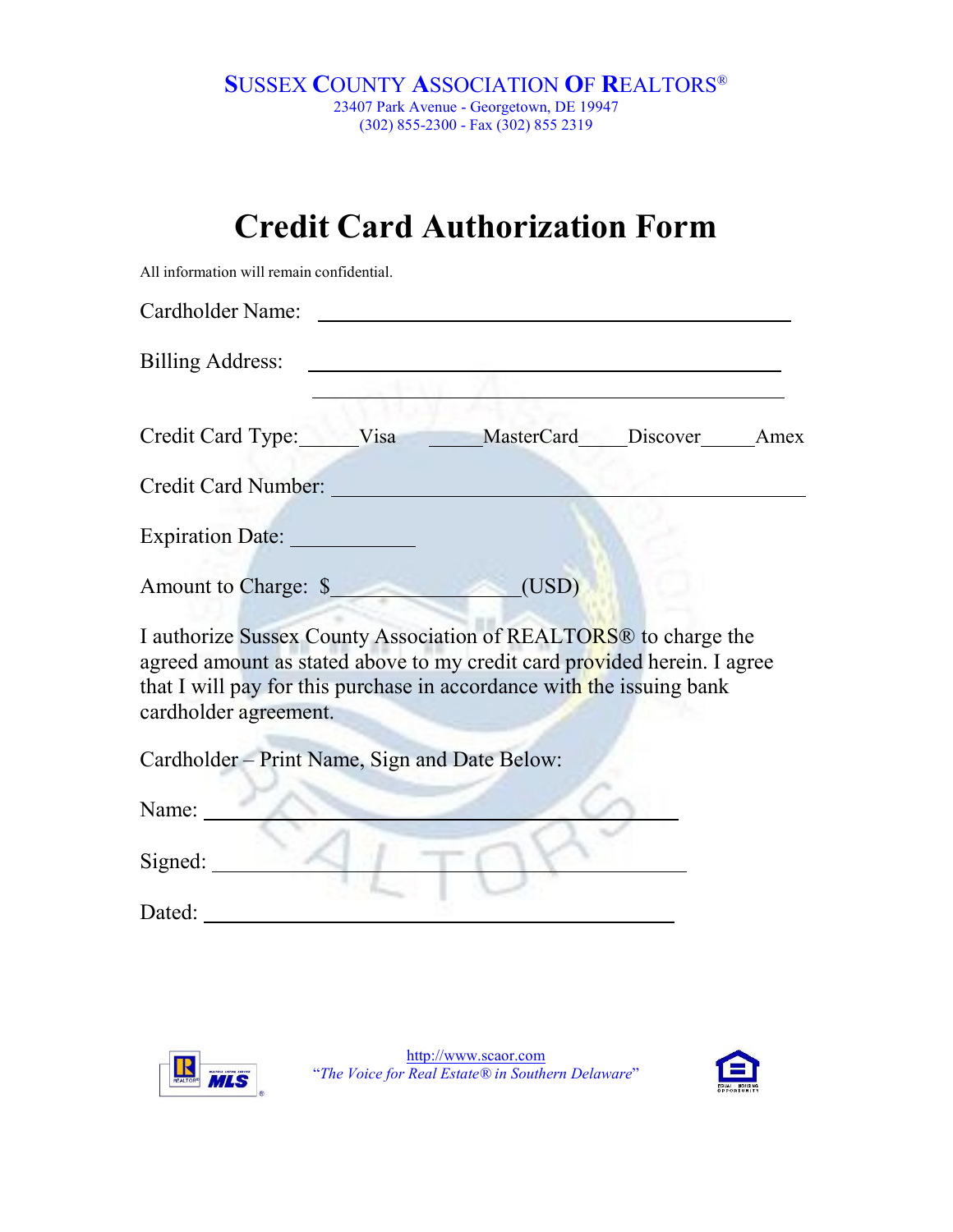**SUSSEX COUNTY ASSOCIATION OF REALTORS®**
23407 Park Avenue - Georgetown, DE 19947
(302) 855-2300 - Fax (302) 855 2319

# Credit Card Authorization Form

All information will remain confidential.

Cardholder Name: ____________________________________________

Billing Address: ____________________________________________
____________________________________________

Credit Card Type: _____Visa _____MasterCard_____Discover_____Amex

Credit Card Number: ____________________________________________

Expiration Date: ____________

Amount to Charge: $________________(USD)

I authorize Sussex County Association of REALTORS® to charge the agreed amount as stated above to my credit card provided herein. I agree that I will pay for this purchase in accordance with the issuing bank cardholder agreement.

Cardholder – Print Name, Sign and Date Below:

Name: ____________________________________________

Signed: ____________________________________________

Dated: ____________________________________________

http://www.scaor.com
*"The Voice for Real Estate® in Southern Delaware"*